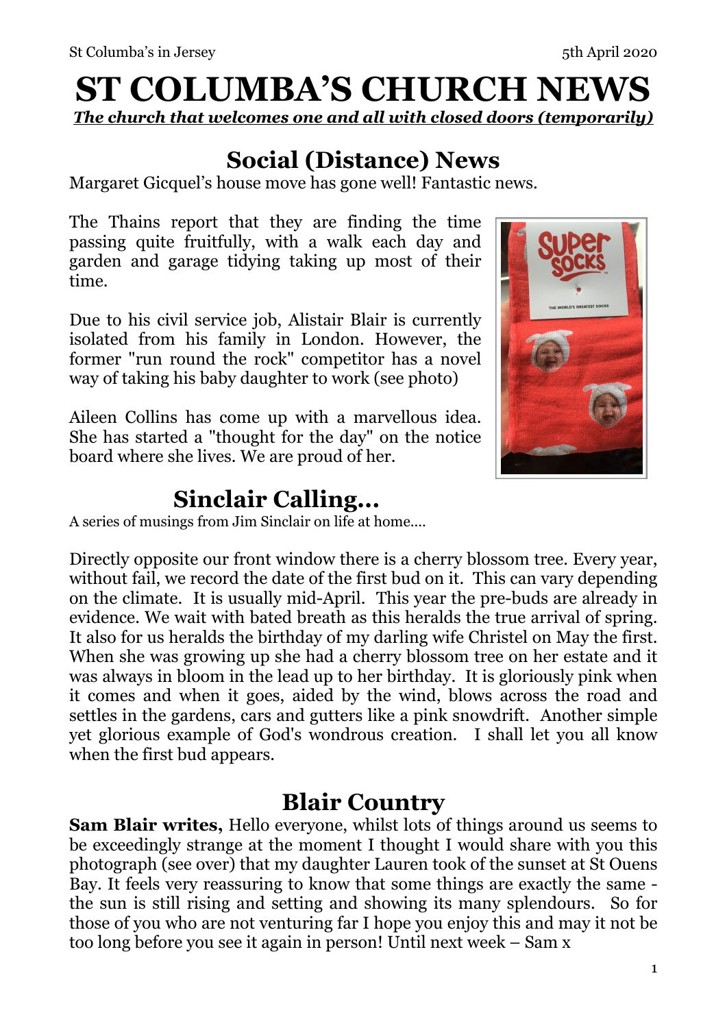# ST COLUMBA'S CHURCH NEWS

***The church that welcomes one and all with closed doors (temporarily)***

## Social (Distance) News

Margaret Gicquel's house move has gone well! Fantastic news.

The Thains report that they are finding the time passing quite fruitfully, with a walk each day and garden and garage tidying taking up most of their time.

Due to his civil service job, Alistair Blair is currently isolated from his family in London. However, the former "run round the rock" competitor has a novel way of taking his baby daughter to work (see photo)

Aileen Collins has come up with a marvellous idea. She has started a "thought for the day" on the notice board where she lives. We are proud of her.

## Sinclair Calling...

A series of musings from Jim Sinclair on life at home....

Directly opposite our front window there is a cherry blossom tree. Every year, without fail, we record the date of the first bud on it. This can vary depending on the climate. It is usually mid-April. This year the pre-buds are already in evidence. We wait with bated breath as this heralds the true arrival of spring. It also for us heralds the birthday of my darling wife Christel on May the first. When she was growing up she had a cherry blossom tree on her estate and it was always in bloom in the lead up to her birthday. It is gloriously pink when it comes and when it goes, aided by the wind, blows across the road and settles in the gardens, cars and gutters like a pink snowdrift. Another simple yet glorious example of God's wondrous creation. I shall let you all know when the first bud appears.

## Blair Country

**Sam Blair writes,** Hello everyone, whilst lots of things around us seems to be exceedingly strange at the moment I thought I would share with you this photograph (see over) that my daughter Lauren took of the sunset at St Ouens Bay. It feels very reassuring to know that some things are exactly the same - the sun is still rising and setting and showing its many splendours. So for those of you who are not venturing far I hope you enjoy this and may it not be too long before you see it again in person! Until next week – Sam x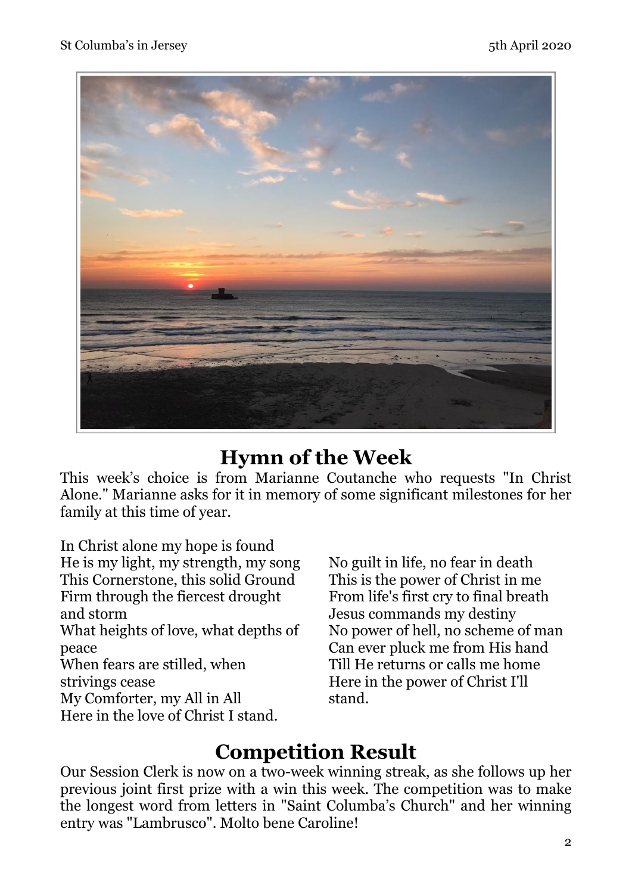## Hymn of the Week

This week's choice is from Marianne Coutanche who requests "In Christ Alone." Marianne asks for it in memory of some significant milestones for her family at this time of year.

In Christ alone my hope is found
He is my light, my strength, my song
This Cornerstone, this solid Ground
Firm through the fiercest drought and storm
What heights of love, what depths of peace
When fears are stilled, when strivings cease
My Comforter, my All in All
Here in the love of Christ I stand.

No guilt in life, no fear in death
This is the power of Christ in me
From life's first cry to final breath
Jesus commands my destiny
No power of hell, no scheme of man
Can ever pluck me from His hand
Till He returns or calls me home
Here in the power of Christ I'll stand.

## Competition Result

Our Session Clerk is now on a two-week winning streak, as she follows up her previous joint first prize with a win this week. The competition was to make the longest word from letters in "Saint Columba's Church" and her winning entry was "Lambrusco". Molto bene Caroline!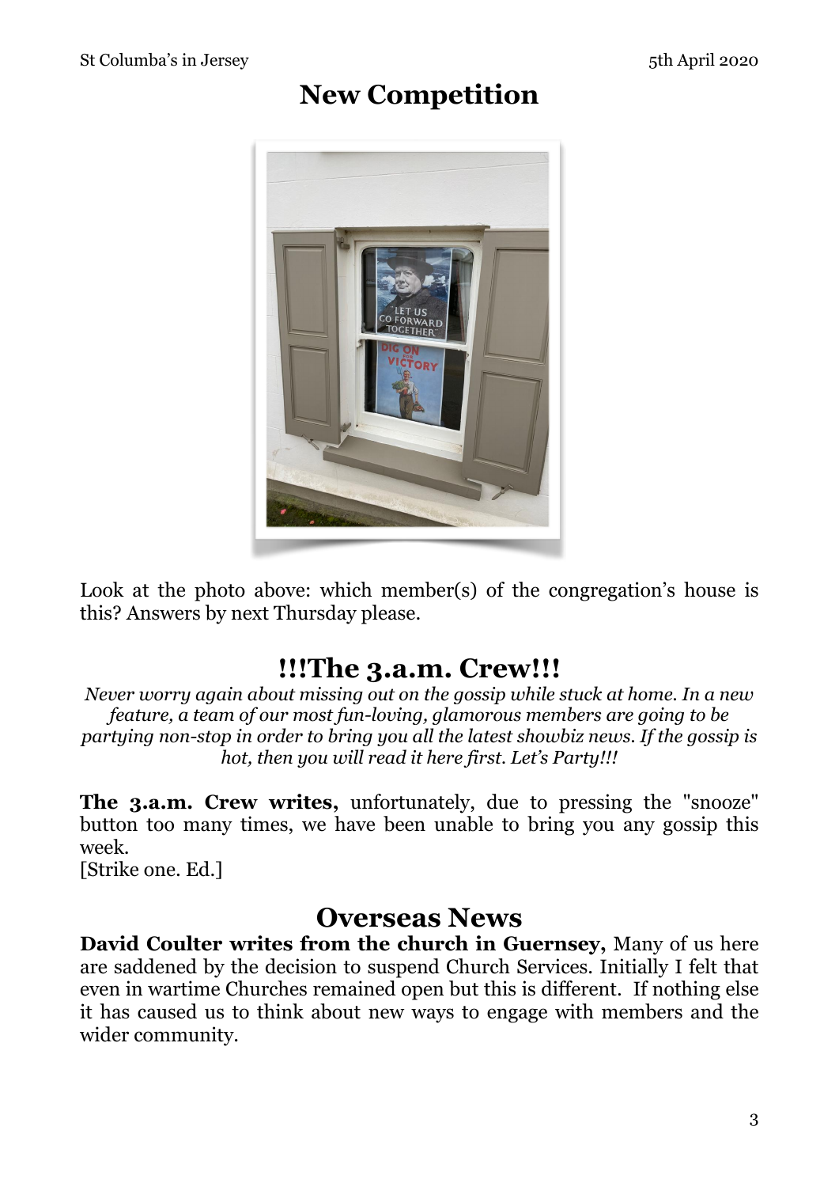## New Competition

Look at the photo above: which member(s) of the congregation's house is this? Answers by next Thursday please.

## !!!The 3.a.m. Crew!!!

*Never worry again about missing out on the gossip while stuck at home. In a new feature, a team of our most fun-loving, glamorous members are going to be partying non-stop in order to bring you all the latest showbiz news. If the gossip is hot, then you will read it here first. Let's Party!!!*

**The 3.a.m. Crew writes,** unfortunately, due to pressing the "snooze" button too many times, we have been unable to bring you any gossip this week.
[Strike one. Ed.]

## Overseas News

**David Coulter writes from the church in Guernsey,** Many of us here are saddened by the decision to suspend Church Services. Initially I felt that even in wartime Churches remained open but this is different. If nothing else it has caused us to think about new ways to engage with members and the wider community.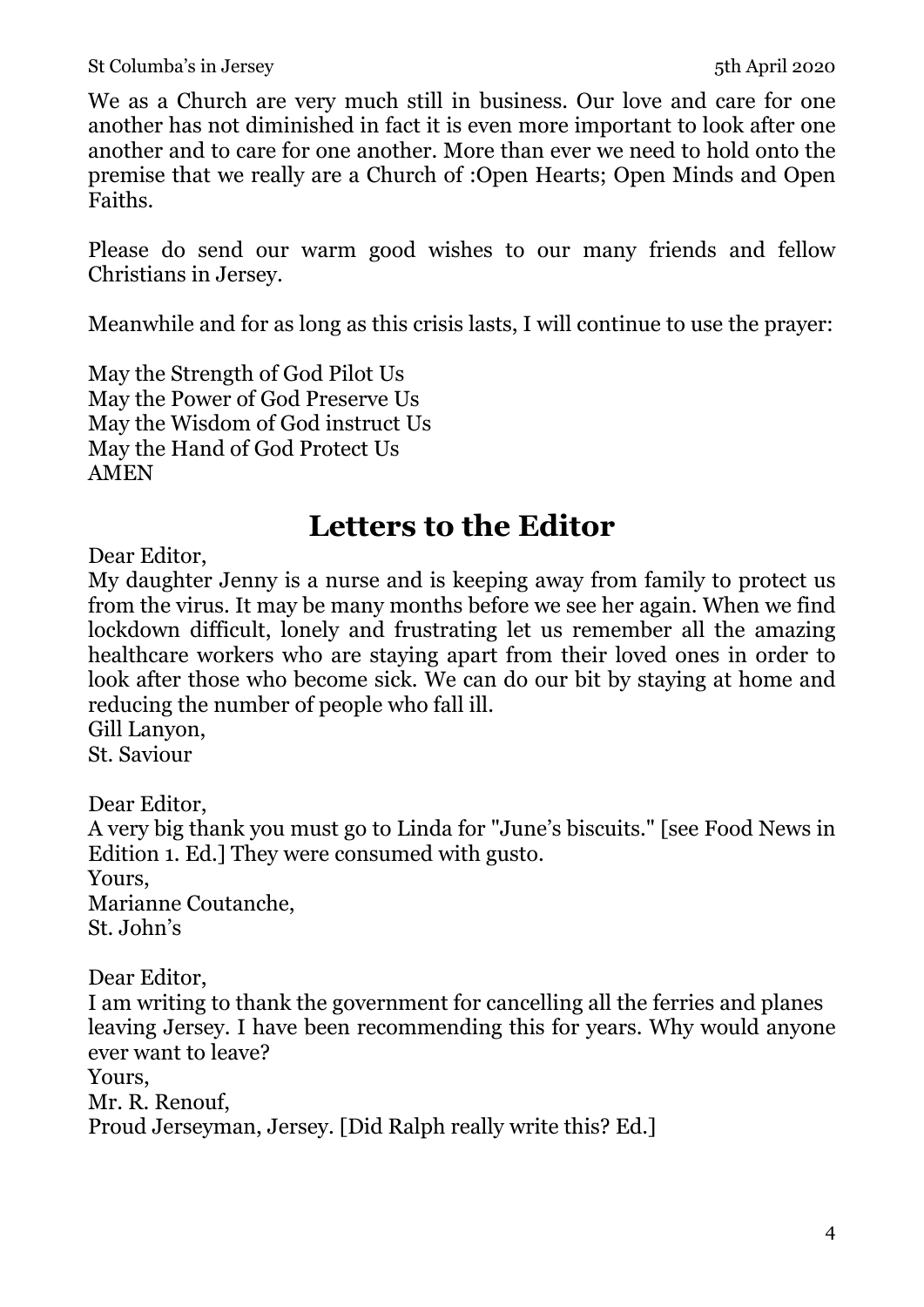We as a Church are very much still in business. Our love and care for one another has not diminished in fact it is even more important to look after one another and to care for one another. More than ever we need to hold onto the premise that we really are a Church of :Open Hearts; Open Minds and Open Faiths.

Please do send our warm good wishes to our many friends and fellow Christians in Jersey.

Meanwhile and for as long as this crisis lasts, I will continue to use the prayer:

May the Strength of God Pilot Us  
May the Power of God Preserve Us  
May the Wisdom of God instruct Us  
May the Hand of God Protect Us  
AMEN

## Letters to the Editor

Dear Editor,  
My daughter Jenny is a nurse and is keeping away from family to protect us from the virus. It may be many months before we see her again. When we find lockdown difficult, lonely and frustrating let us remember all the amazing healthcare workers who are staying apart from their loved ones in order to look after those who become sick. We can do our bit by staying at home and reducing the number of people who fall ill.  
Gill Lanyon,  
St. Saviour

Dear Editor,  
A very big thank you must go to Linda for "June's biscuits." [see Food News in Edition 1. Ed.] They were consumed with gusto.  
Yours,  
Marianne Coutanche,  
St. John's

Dear Editor,  
I am writing to thank the government for cancelling all the ferries and planes leaving Jersey. I have been recommending this for years. Why would anyone ever want to leave?  
Yours,  
Mr. R. Renouf,  
Proud Jerseyman, Jersey. [Did Ralph really write this? Ed.]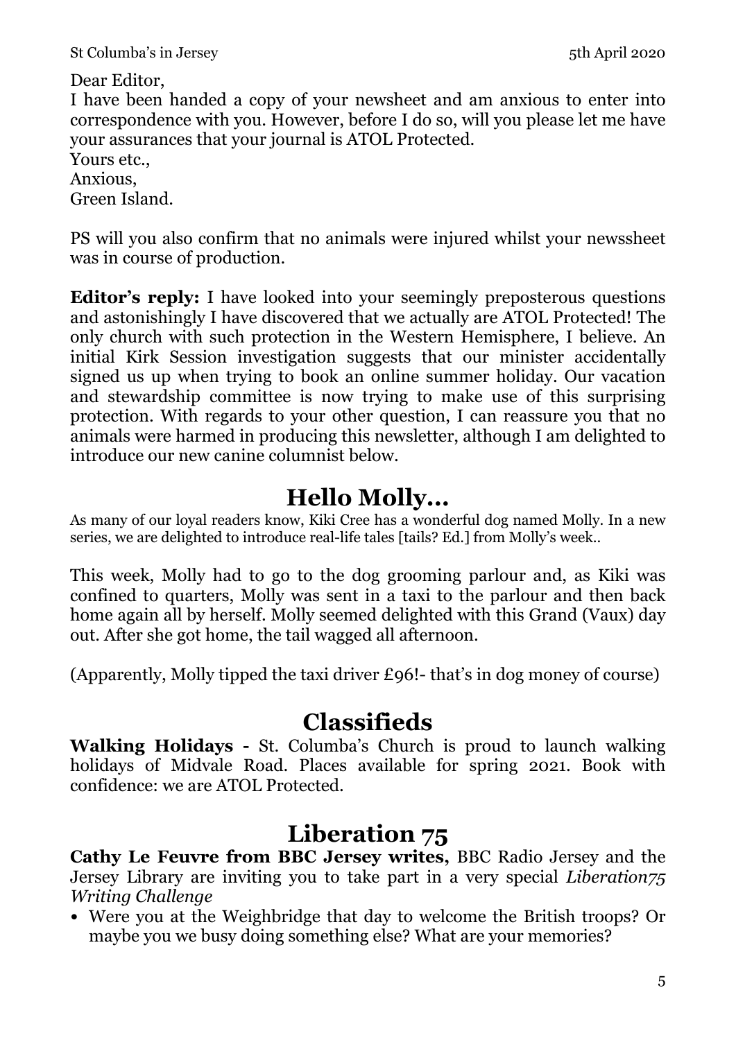Dear Editor,
I have been handed a copy of your newsheet and am anxious to enter into correspondence with you. However, before I do so, will you please let me have your assurances that your journal is ATOL Protected.
Yours etc.,
Anxious,
Green Island.

PS will you also confirm that no animals were injured whilst your newssheet was in course of production.

**Editor's reply:** I have looked into your seemingly preposterous questions and astonishingly I have discovered that we actually are ATOL Protected! The only church with such protection in the Western Hemisphere, I believe. An initial Kirk Session investigation suggests that our minister accidentally signed us up when trying to book an online summer holiday. Our vacation and stewardship committee is now trying to make use of this surprising protection. With regards to your other question, I can reassure you that no animals were harmed in producing this newsletter, although I am delighted to introduce our new canine columnist below.

## Hello Molly…

As many of our loyal readers know, Kiki Cree has a wonderful dog named Molly. In a new series, we are delighted to introduce real-life tales [tails? Ed.] from Molly's week..

This week, Molly had to go to the dog grooming parlour and, as Kiki was confined to quarters, Molly was sent in a taxi to the parlour and then back home again all by herself. Molly seemed delighted with this Grand (Vaux) day out. After she got home, the tail wagged all afternoon.

(Apparently, Molly tipped the taxi driver £96!- that's in dog money of course)

## Classifieds

**Walking Holidays -** St. Columba's Church is proud to launch walking holidays of Midvale Road. Places available for spring 2021. Book with confidence: we are ATOL Protected.

## Liberation 75

**Cathy Le Feuvre from BBC Jersey writes,** BBC Radio Jersey and the Jersey Library are inviting you to take part in a very special *Liberation75 Writing Challenge*

- Were you at the Weighbridge that day to welcome the British troops? Or maybe you we busy doing something else? What are your memories?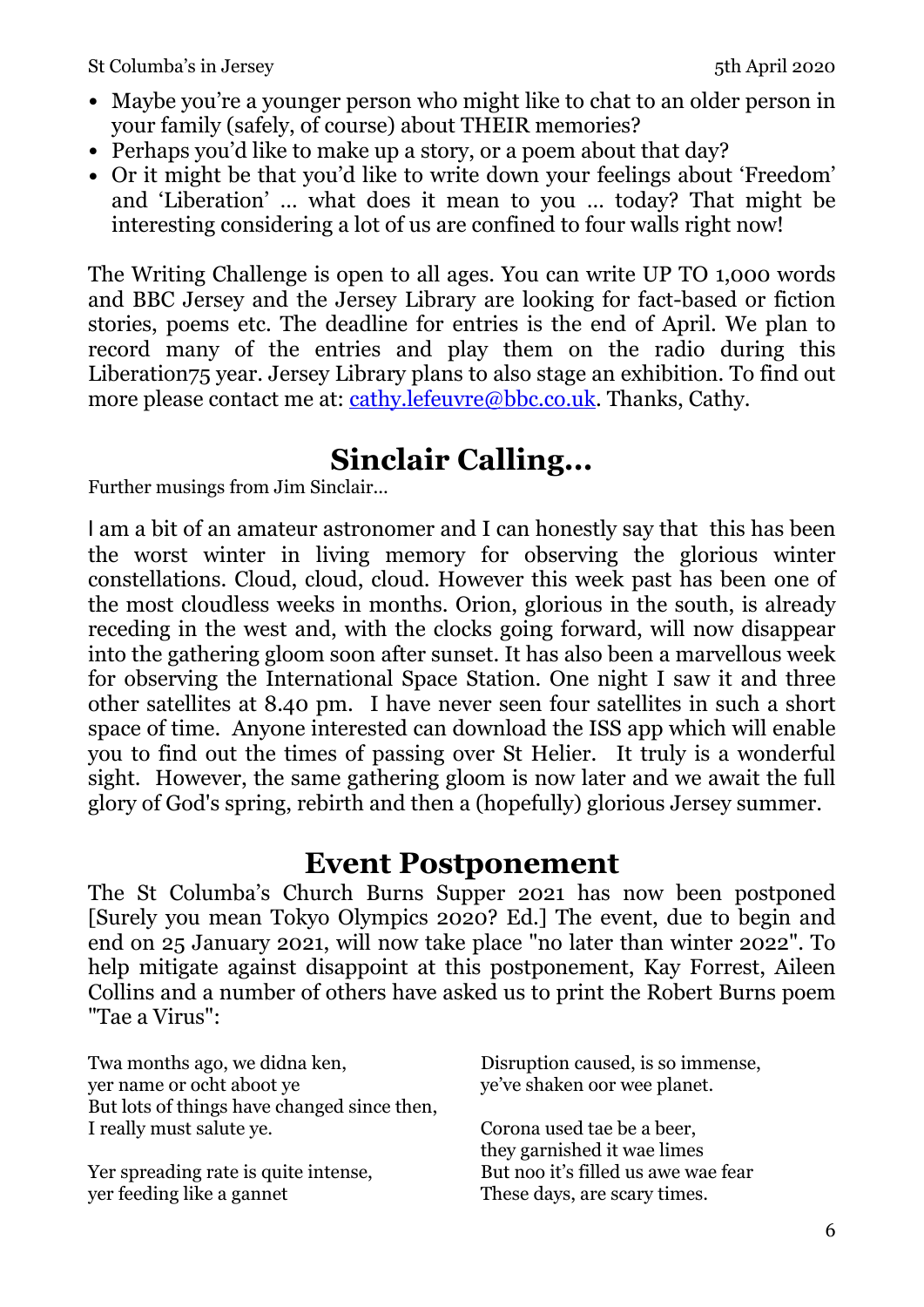- Maybe you're a younger person who might like to chat to an older person in your family (safely, of course) about THEIR memories?
- Perhaps you'd like to make up a story, or a poem about that day?
- Or it might be that you'd like to write down your feelings about 'Freedom' and 'Liberation' … what does it mean to you … today? That might be interesting considering a lot of us are confined to four walls right now!

The Writing Challenge is open to all ages. You can write UP TO 1,000 words and BBC Jersey and the Jersey Library are looking for fact-based or fiction stories, poems etc. The deadline for entries is the end of April. We plan to record many of the entries and play them on the radio during this Liberation75 year. Jersey Library plans to also stage an exhibition. To find out more please contact me at: cathy.lefeuvre@bbc.co.uk. Thanks, Cathy.

## Sinclair Calling…

Further musings from Jim Sinclair…

I am a bit of an amateur astronomer and I can honestly say that this has been the worst winter in living memory for observing the glorious winter constellations. Cloud, cloud, cloud. However this week past has been one of the most cloudless weeks in months. Orion, glorious in the south, is already receding in the west and, with the clocks going forward, will now disappear into the gathering gloom soon after sunset. It has also been a marvellous week for observing the International Space Station. One night I saw it and three other satellites at 8.40 pm. I have never seen four satellites in such a short space of time. Anyone interested can download the ISS app which will enable you to find out the times of passing over St Helier. It truly is a wonderful sight. However, the same gathering gloom is now later and we await the full glory of God's spring, rebirth and then a (hopefully) glorious Jersey summer.

## Event Postponement

The St Columba's Church Burns Supper 2021 has now been postponed [Surely you mean Tokyo Olympics 2020? Ed.] The event, due to begin and end on 25 January 2021, will now take place "no later than winter 2022". To help mitigate against disappoint at this postponement, Kay Forrest, Aileen Collins and a number of others have asked us to print the Robert Burns poem "Tae a Virus":

Twa months ago, we didna ken,
yer name or ocht aboot ye
But lots of things have changed since then,
I really must salute ye.

Yer spreading rate is quite intense,
yer feeding like a gannet
Disruption caused, is so immense,
ye've shaken oor wee planet.

Corona used tae be a beer,
they garnished it wae limes
But noo it's filled us awe wae fear
These days, are scary times.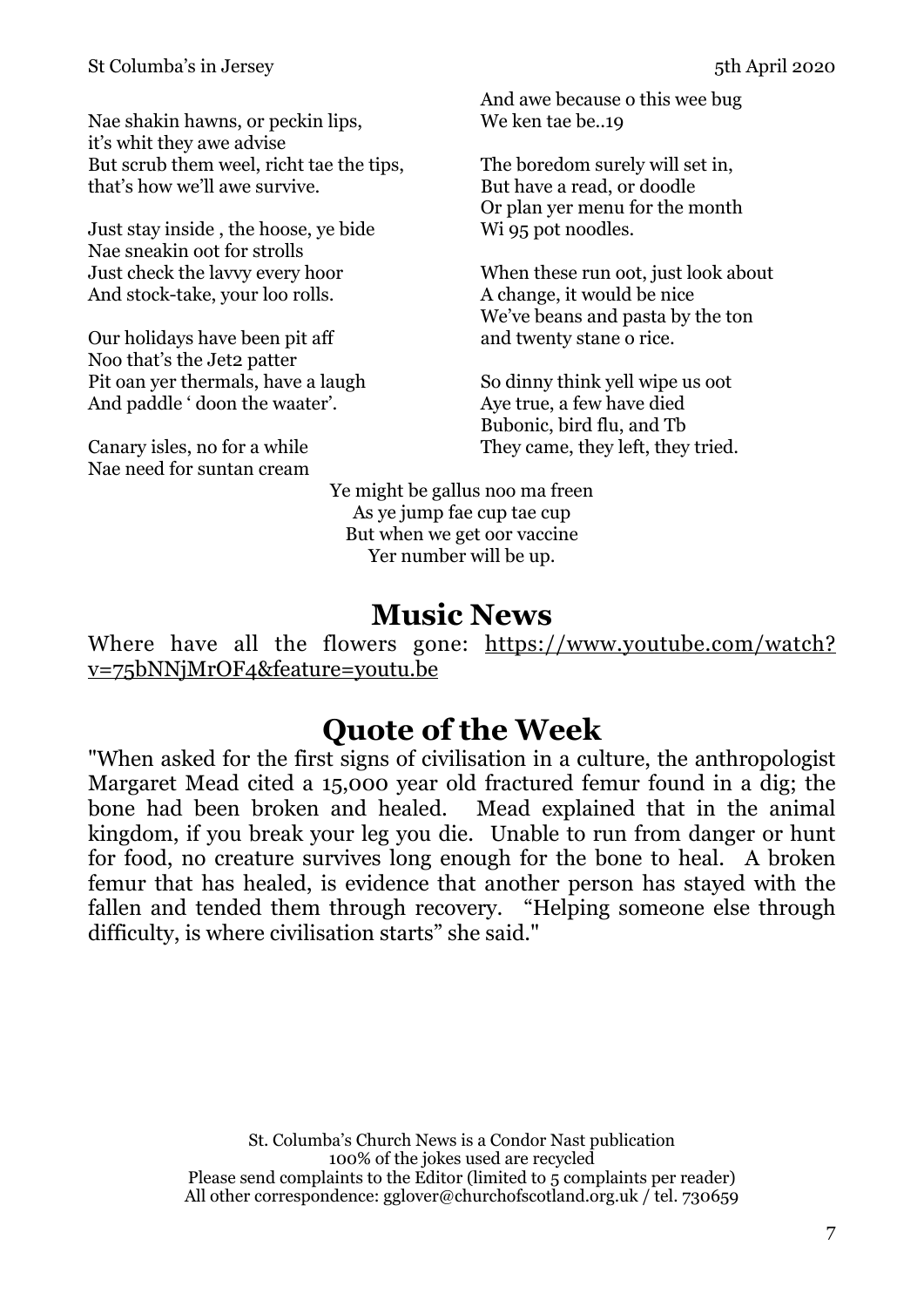Nae shakin hawns, or peckin lips,
it's whit they awe advise
But scrub them weel, richt tae the tips,
that's how we'll awe survive.

Just stay inside , the hoose, ye bide
Nae sneakin oot for strolls
Just check the lavvy every hoor
And stock-take, your loo rolls.

Our holidays have been pit aff
Noo that's the Jet2 patter
Pit oan yer thermals, have a laugh
And paddle ' doon the waater'.

Canary isles, no for a while
Nae need for suntan cream
And awe because o this wee bug
We ken tae be..19

The boredom surely will set in,
But have a read, or doodle
Or plan yer menu for the month
Wi 95 pot noodles.

When these run oot, just look about
A change, it would be nice
We've beans and pasta by the ton
and twenty stane o rice.

So dinny think yell wipe us oot
Aye true, a few have died
Bubonic, bird flu, and Tb
They came, they left, they tried.

Ye might be gallus noo ma freen
As ye jump fae cup tae cup
But when we get oor vaccine
Yer number will be up.

# Music News

Where have all the flowers gone: https://www.youtube.com/watch?v=75bNNjMrOF4&feature=youtu.be

# Quote of the Week

"When asked for the first signs of civilisation in a culture, the anthropologist Margaret Mead cited a 15,000 year old fractured femur found in a dig; the bone had been broken and healed. Mead explained that in the animal kingdom, if you break your leg you die. Unable to run from danger or hunt for food, no creature survives long enough for the bone to heal. A broken femur that has healed, is evidence that another person has stayed with the fallen and tended them through recovery. "Helping someone else through difficulty, is where civilisation starts" she said."

St. Columba's Church News is a Condor Nast publication
100% of the jokes used are recycled
Please send complaints to the Editor (limited to 5 complaints per reader)
All other correspondence: gglover@churchofscotland.org.uk / tel. 730659